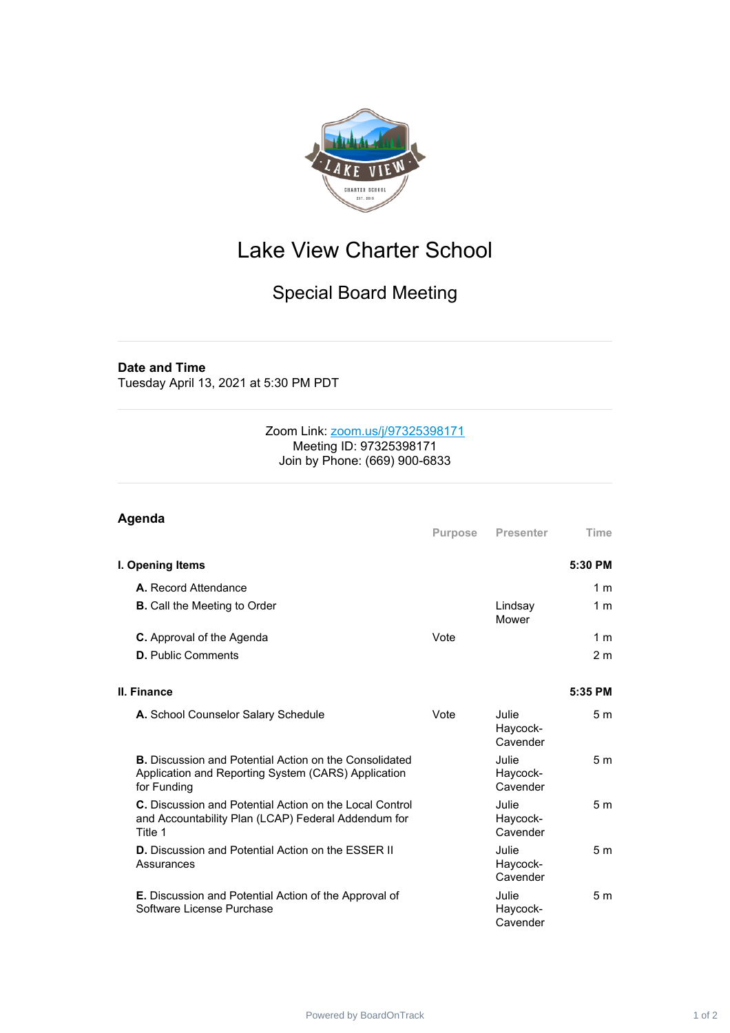# Lake View Charter School

## Special Board Meeting

**Date and Time**
Tuesday April 13, 2021 at 5:30 PM PDT

Zoom Link: [zoom.us/j/97325398171](zoom.us/j/97325398171)
Meeting ID: 97325398171
Join by Phone: (669) 900-6833

### Agenda

| | Purpose | Presenter | Time |
|---|---|---|---|
| **I. Opening Items** | | | **5:30 PM** |
| **A.** Record Attendance | | | 1 m |
| **B.** Call the Meeting to Order | | Lindsay Mower | 1 m |
| **C.** Approval of the Agenda | Vote | | 1 m |
| **D.** Public Comments | | | 2 m |
| **II. Finance** | | | **5:35 PM** |
| **A.** School Counselor Salary Schedule | Vote | Julie Haycock-Cavender | 5 m |
| **B.** Discussion and Potential Action on the Consolidated Application and Reporting System (CARS) Application for Funding | | Julie Haycock-Cavender | 5 m |
| **C.** Discussion and Potential Action on the Local Control and Accountability Plan (LCAP) Federal Addendum for Title 1 | | Julie Haycock-Cavender | 5 m |
| **D.** Discussion and Potential Action on the ESSER II Assurances | | Julie Haycock-Cavender | 5 m |
| **E.** Discussion and Potential Action of the Approval of Software License Purchase | | Julie Haycock-Cavender | 5 m |

Powered by BoardOnTrack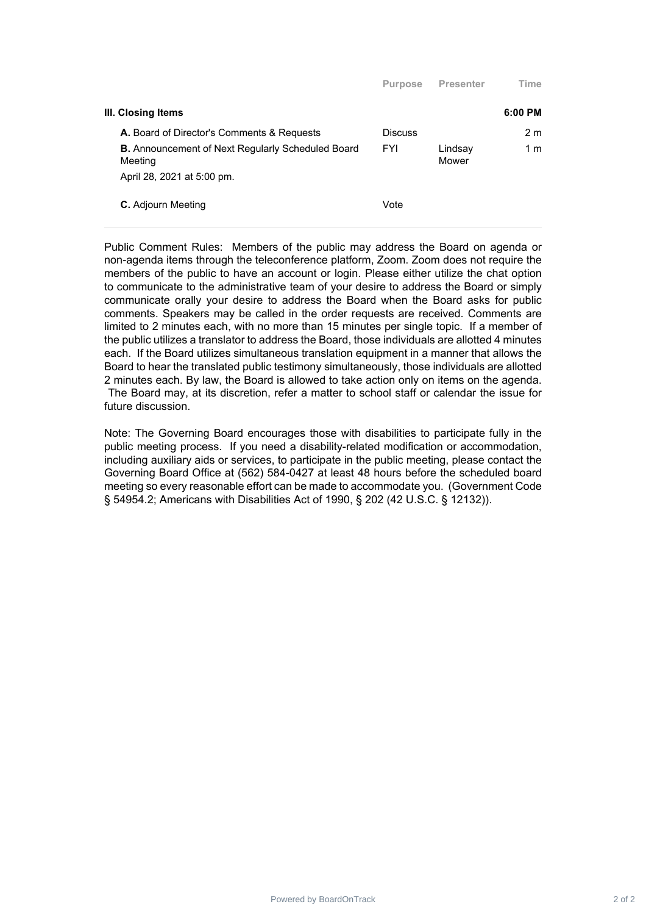| | Purpose | Presenter | Time |
|---|---|---|---|
| **III. Closing Items** | | | **6:00 PM** |
| **A.** Board of Director's Comments & Requests | Discuss | | 2 m |
| **B.** Announcement of Next Regularly Scheduled Board Meeting<br>April 28, 2021 at 5:00 pm. | FYI | Lindsay Mower | 1 m |
| **C.** Adjourn Meeting | Vote | | |

Public Comment Rules: Members of the public may address the Board on agenda or non-agenda items through the teleconference platform, Zoom. Zoom does not require the members of the public to have an account or login. Please either utilize the chat option to communicate to the administrative team of your desire to address the Board or simply communicate orally your desire to address the Board when the Board asks for public comments. Speakers may be called in the order requests are received. Comments are limited to 2 minutes each, with no more than 15 minutes per single topic. If a member of the public utilizes a translator to address the Board, those individuals are allotted 4 minutes each. If the Board utilizes simultaneous translation equipment in a manner that allows the Board to hear the translated public testimony simultaneously, those individuals are allotted 2 minutes each. By law, the Board is allowed to take action only on items on the agenda. The Board may, at its discretion, refer a matter to school staff or calendar the issue for future discussion.

Note: The Governing Board encourages those with disabilities to participate fully in the public meeting process. If you need a disability-related modification or accommodation, including auxiliary aids or services, to participate in the public meeting, please contact the Governing Board Office at (562) 584-0427 at least 48 hours before the scheduled board meeting so every reasonable effort can be made to accommodate you. (Government Code § 54954.2; Americans with Disabilities Act of 1990, § 202 (42 U.S.C. § 12132)).